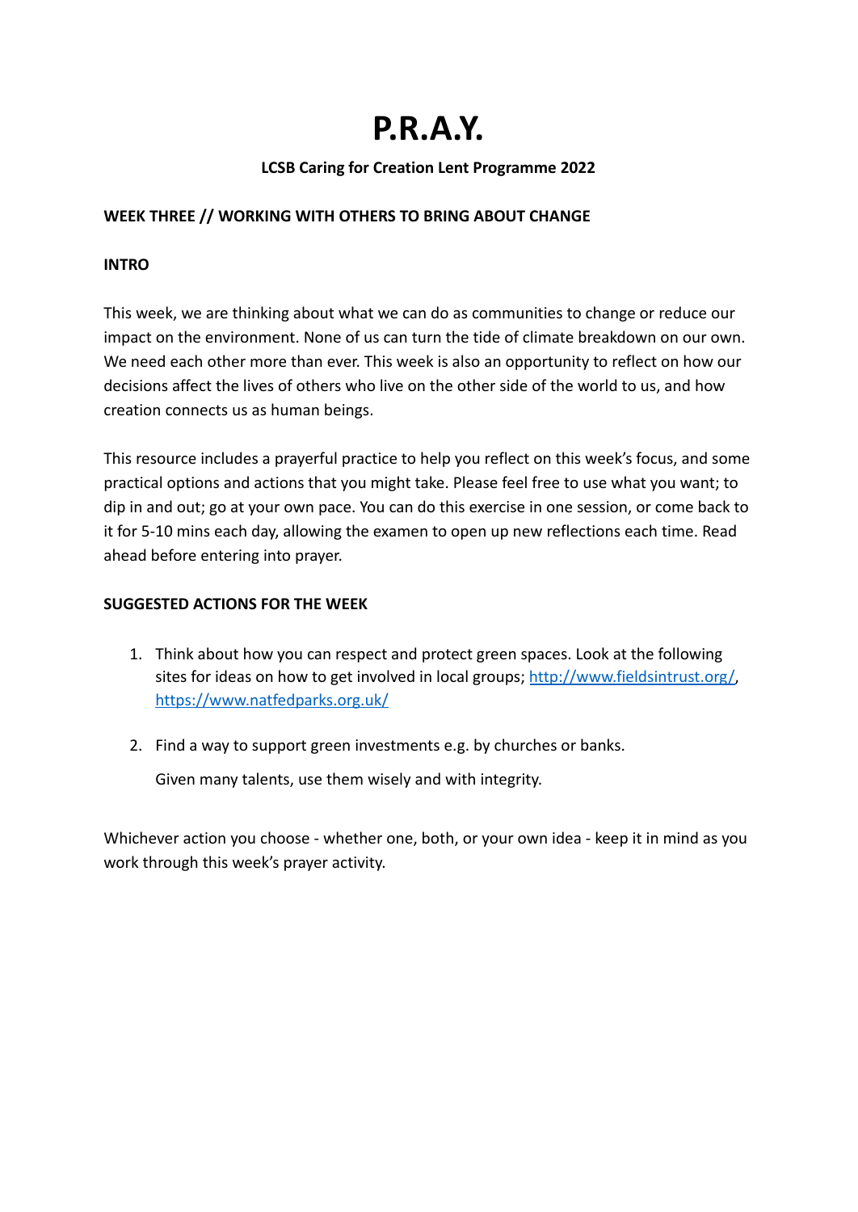# P.R.A.Y.

**LCSB Caring for Creation Lent Programme 2022**

## WEEK THREE // WORKING WITH OTHERS TO BRING ABOUT CHANGE

### INTRO

This week, we are thinking about what we can do as communities to change or reduce our impact on the environment. None of us can turn the tide of climate breakdown on our own. We need each other more than ever. This week is also an opportunity to reflect on how our decisions affect the lives of others who live on the other side of the world to us, and how creation connects us as human beings.

This resource includes a prayerful practice to help you reflect on this week's focus, and some practical options and actions that you might take. Please feel free to use what you want; to dip in and out; go at your own pace. You can do this exercise in one session, or come back to it for 5-10 mins each day, allowing the examen to open up new reflections each time. Read ahead before entering into prayer.

### SUGGESTED ACTIONS FOR THE WEEK

1. Think about how you can respect and protect green spaces. Look at the following sites for ideas on how to get involved in local groups; [http://www.fieldsintrust.org/](http://www.fieldsintrust.org/), [https://www.natfedparks.org.uk/](https://www.natfedparks.org.uk/)

2. Find a way to support green investments e.g. by churches or banks.

   Given many talents, use them wisely and with integrity.

Whichever action you choose - whether one, both, or your own idea - keep it in mind as you work through this week's prayer activity.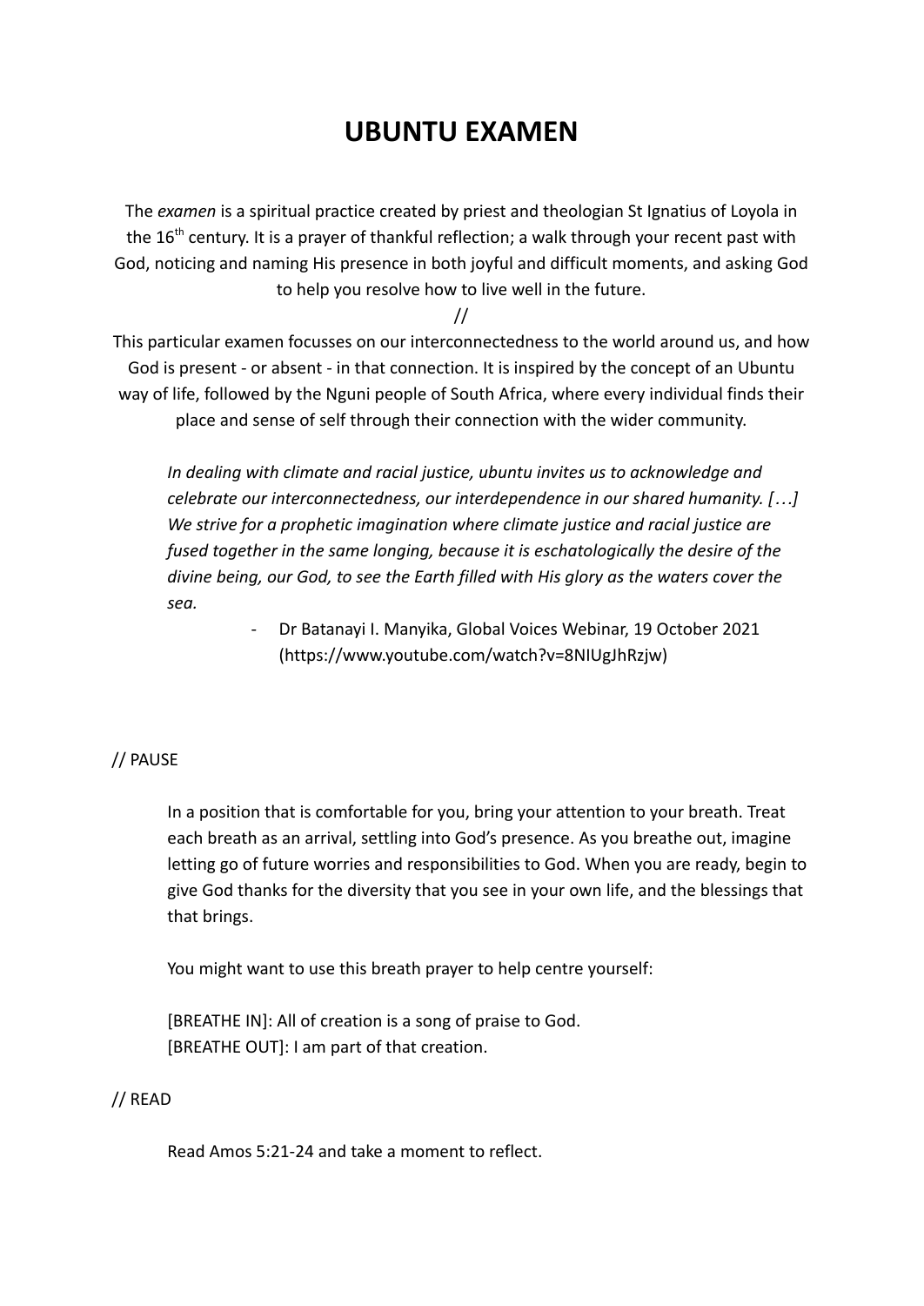# UBUNTU EXAMEN

The *examen* is a spiritual practice created by priest and theologian St Ignatius of Loyola in the 16th century. It is a prayer of thankful reflection; a walk through your recent past with God, noticing and naming His presence in both joyful and difficult moments, and asking God to help you resolve how to live well in the future.

//

This particular examen focusses on our interconnectedness to the world around us, and how God is present - or absent - in that connection. It is inspired by the concept of an Ubuntu way of life, followed by the Nguni people of South Africa, where every individual finds their place and sense of self through their connection with the wider community.

> *In dealing with climate and racial justice, ubuntu invites us to acknowledge and celebrate our interconnectedness, our interdependence in our shared humanity. […] We strive for a prophetic imagination where climate justice and racial justice are fused together in the same longing, because it is eschatologically the desire of the divine being, our God, to see the Earth filled with His glory as the waters cover the sea.*
>
> - Dr Batanayi I. Manyika, Global Voices Webinar, 19 October 2021 (https://www.youtube.com/watch?v=8NIUgJhRzjw)

// PAUSE

In a position that is comfortable for you, bring your attention to your breath. Treat each breath as an arrival, settling into God's presence. As you breathe out, imagine letting go of future worries and responsibilities to God. When you are ready, begin to give God thanks for the diversity that you see in your own life, and the blessings that that brings.

You might want to use this breath prayer to help centre yourself:

[BREATHE IN]: All of creation is a song of praise to God.
[BREATHE OUT]: I am part of that creation.

// READ

Read Amos 5:21-24 and take a moment to reflect.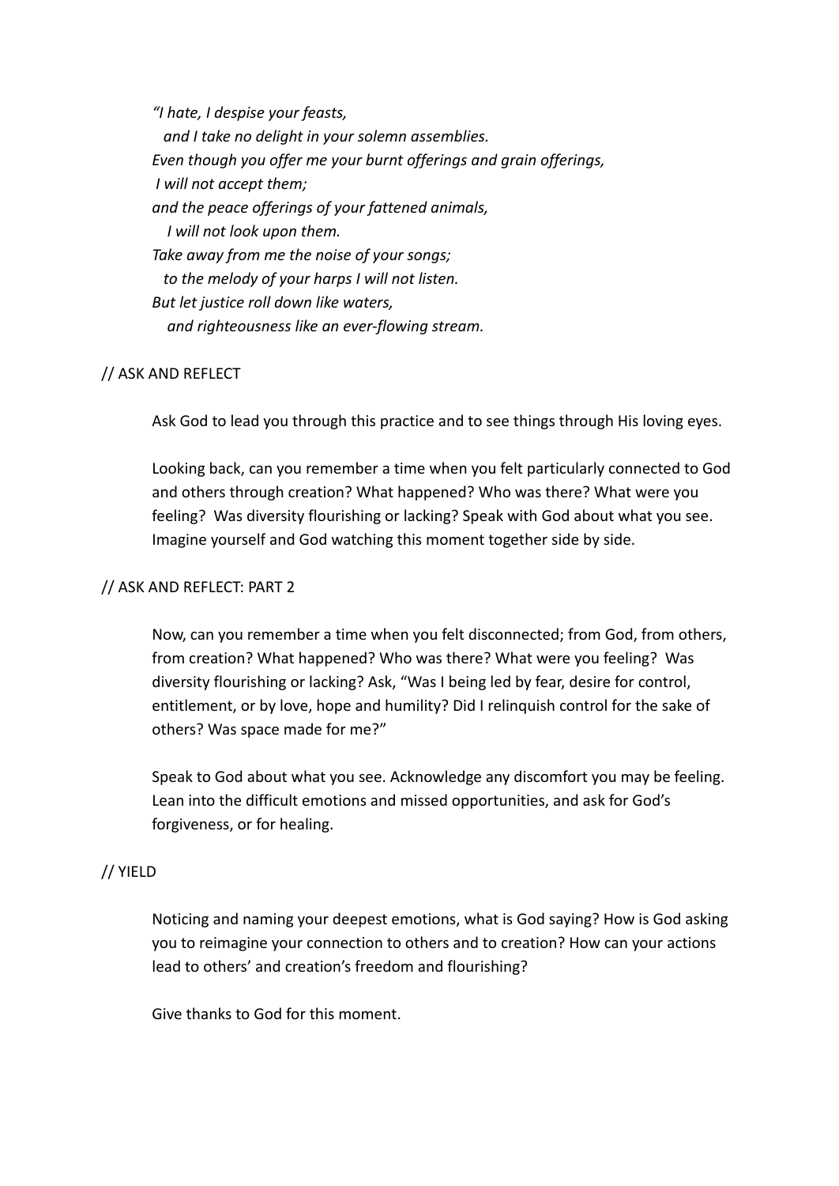*“I hate, I despise your feasts,*  
*and I take no delight in your solemn assemblies.*  
*Even though you offer me your burnt offerings and grain offerings,*  
*I will not accept them;*  
*and the peace offerings of your fattened animals,*  
*I will not look upon them.*  
*Take away from me the noise of your songs;*  
*to the melody of your harps I will not listen.*  
*But let justice roll down like waters,*  
*and righteousness like an ever-flowing stream.*

// ASK AND REFLECT

Ask God to lead you through this practice and to see things through His loving eyes.

Looking back, can you remember a time when you felt particularly connected to God and others through creation? What happened? Who was there? What were you feeling? Was diversity flourishing or lacking? Speak with God about what you see. Imagine yourself and God watching this moment together side by side.

// ASK AND REFLECT: PART 2

Now, can you remember a time when you felt disconnected; from God, from others, from creation? What happened? Who was there? What were you feeling? Was diversity flourishing or lacking? Ask, “Was I being led by fear, desire for control, entitlement, or by love, hope and humility? Did I relinquish control for the sake of others? Was space made for me?”

Speak to God about what you see. Acknowledge any discomfort you may be feeling. Lean into the difficult emotions and missed opportunities, and ask for God’s forgiveness, or for healing.

// YIELD

Noticing and naming your deepest emotions, what is God saying? How is God asking you to reimagine your connection to others and to creation? How can your actions lead to others’ and creation’s freedom and flourishing?

Give thanks to God for this moment.